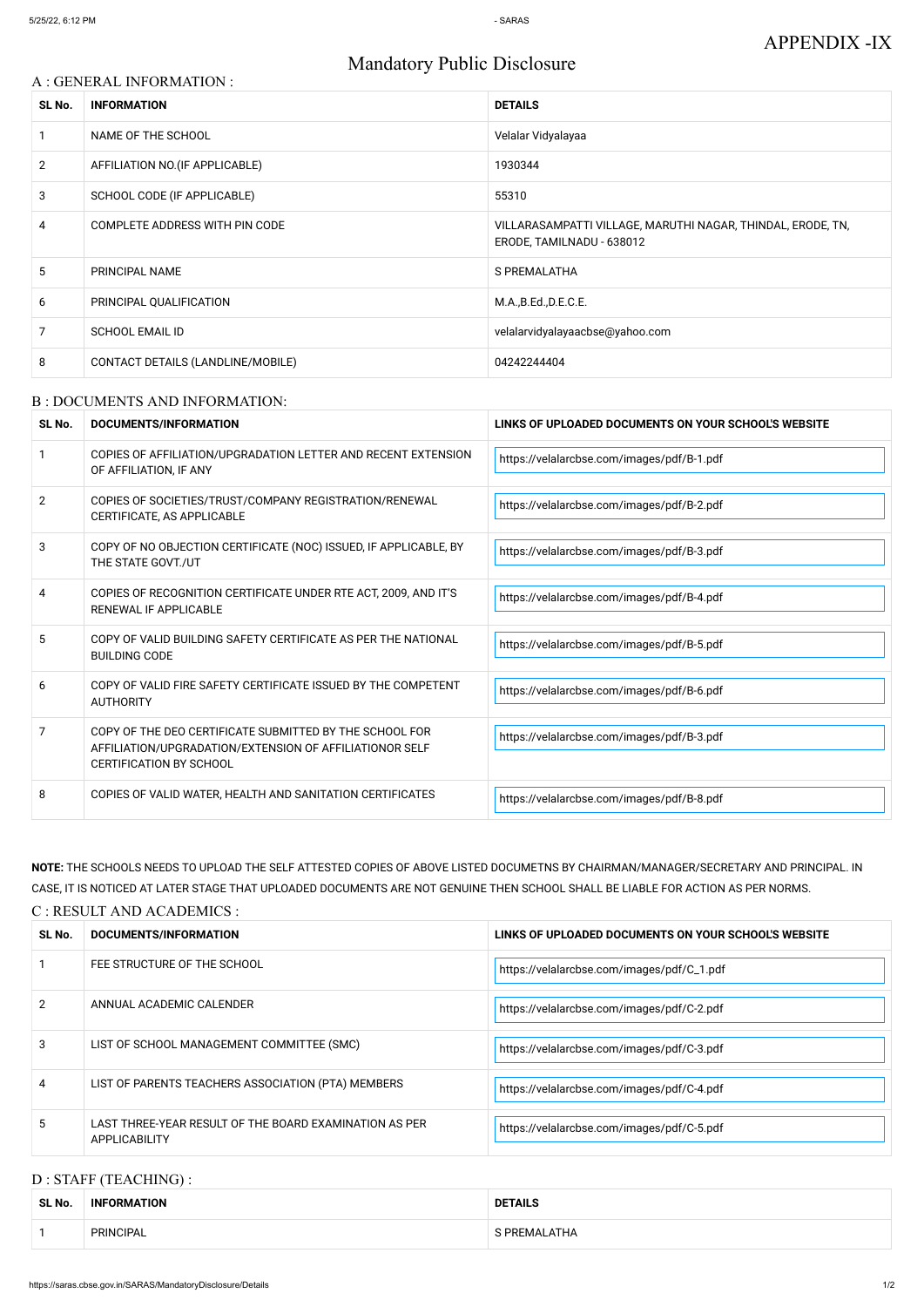APPENDIX -IX

# Mandatory Public Disclosure

## A : GENERAL INFORMATION :

| SL No. | INFORMATION | DETAILS |
|---|---|---|
| 1 | NAME OF THE SCHOOL | Velalar Vidyalayaa |
| 2 | AFFILIATION NO.(IF APPLICABLE) | 1930344 |
| 3 | SCHOOL CODE (IF APPLICABLE) | 55310 |
| 4 | COMPLETE ADDRESS WITH PIN CODE | VILLARASAMPATTI VILLAGE, MARUTHI NAGAR, THINDAL, ERODE, TN, ERODE, TAMILNADU - 638012 |
| 5 | PRINCIPAL NAME | S PREMALATHA |
| 6 | PRINCIPAL QUALIFICATION | M.A.,B.Ed.,D.E.C.E. |
| 7 | SCHOOL EMAIL ID | velalarvidyalayaacbse@yahoo.com |
| 8 | CONTACT DETAILS (LANDLINE/MOBILE) | 04242244404 |

## B : DOCUMENTS AND INFORMATION:

| SL No. | DOCUMENTS/INFORMATION | LINKS OF UPLOADED DOCUMENTS ON YOUR SCHOOL'S WEBSITE |
|---|---|---|
| 1 | COPIES OF AFFILIATION/UPGRADATION LETTER AND RECENT EXTENSION OF AFFILIATION, IF ANY | https://velalarcbse.com/images/pdf/B-1.pdf |
| 2 | COPIES OF SOCIETIES/TRUST/COMPANY REGISTRATION/RENEWAL CERTIFICATE, AS APPLICABLE | https://velalarcbse.com/images/pdf/B-2.pdf |
| 3 | COPY OF NO OBJECTION CERTIFICATE (NOC) ISSUED, IF APPLICABLE, BY THE STATE GOVT./UT | https://velalarcbse.com/images/pdf/B-3.pdf |
| 4 | COPIES OF RECOGNITION CERTIFICATE UNDER RTE ACT, 2009, AND IT'S RENEWAL IF APPLICABLE | https://velalarcbse.com/images/pdf/B-4.pdf |
| 5 | COPY OF VALID BUILDING SAFETY CERTIFICATE AS PER THE NATIONAL BUILDING CODE | https://velalarcbse.com/images/pdf/B-5.pdf |
| 6 | COPY OF VALID FIRE SAFETY CERTIFICATE ISSUED BY THE COMPETENT AUTHORITY | https://velalarcbse.com/images/pdf/B-6.pdf |
| 7 | COPY OF THE DEO CERTIFICATE SUBMITTED BY THE SCHOOL FOR AFFILIATION/UPGRADATION/EXTENSION OF AFFILIATIONOR SELF CERTIFICATION BY SCHOOL | https://velalarcbse.com/images/pdf/B-3.pdf |
| 8 | COPIES OF VALID WATER, HEALTH AND SANITATION CERTIFICATES | https://velalarcbse.com/images/pdf/B-8.pdf |

**NOTE:** THE SCHOOLS NEEDS TO UPLOAD THE SELF ATTESTED COPIES OF ABOVE LISTED DOCUMETNS BY CHAIRMAN/MANAGER/SECRETARY AND PRINCIPAL. IN CASE, IT IS NOTICED AT LATER STAGE THAT UPLOADED DOCUMENTS ARE NOT GENUINE THEN SCHOOL SHALL BE LIABLE FOR ACTION AS PER NORMS.

## C : RESULT AND ACADEMICS :

| SL No. | DOCUMENTS/INFORMATION | LINKS OF UPLOADED DOCUMENTS ON YOUR SCHOOL'S WEBSITE |
|---|---|---|
| 1 | FEE STRUCTURE OF THE SCHOOL | https://velalarcbse.com/images/pdf/C_1.pdf |
| 2 | ANNUAL ACADEMIC CALENDER | https://velalarcbse.com/images/pdf/C-2.pdf |
| 3 | LIST OF SCHOOL MANAGEMENT COMMITTEE (SMC) | https://velalarcbse.com/images/pdf/C-3.pdf |
| 4 | LIST OF PARENTS TEACHERS ASSOCIATION (PTA) MEMBERS | https://velalarcbse.com/images/pdf/C-4.pdf |
| 5 | LAST THREE-YEAR RESULT OF THE BOARD EXAMINATION AS PER APPLICABILITY | https://velalarcbse.com/images/pdf/C-5.pdf |

## D : STAFF (TEACHING) :

| SL No. | INFORMATION | DETAILS |
|---|---|---|
| 1 | PRINCIPAL | S PREMALATHA |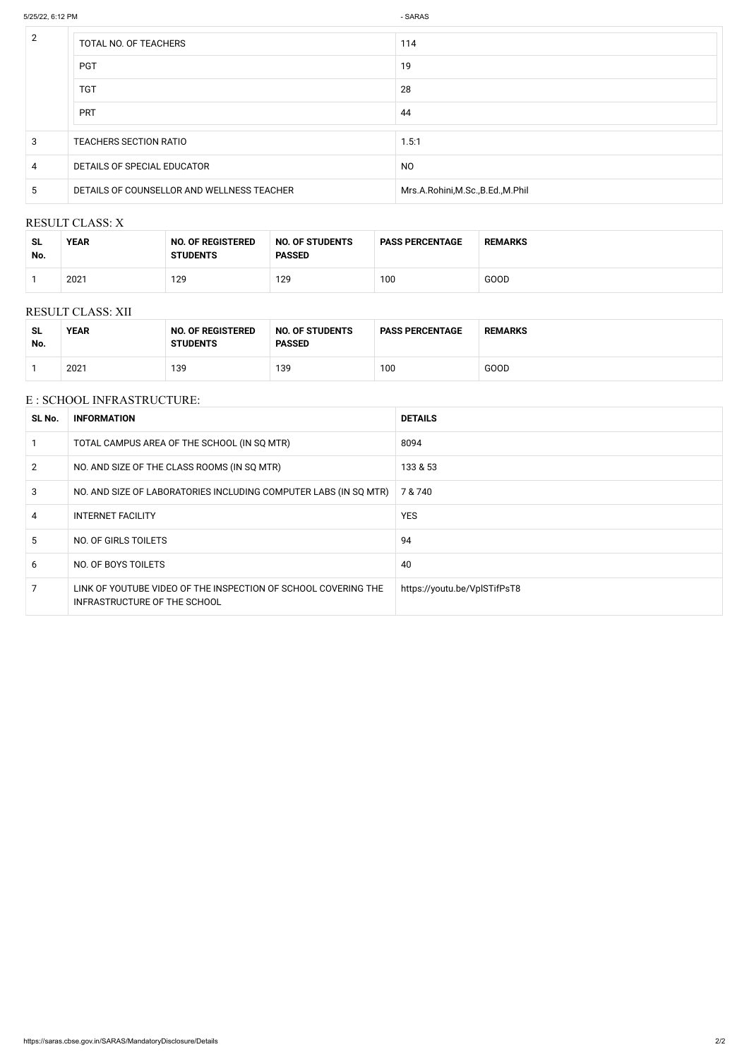| | | |
|---|---|---|
| 2 | TOTAL NO. OF TEACHERS | 114 |
| | PGT | 19 |
| | TGT | 28 |
| | PRT | 44 |
| 3 | TEACHERS SECTION RATIO | 1.5:1 |
| 4 | DETAILS OF SPECIAL EDUCATOR | NO |
| 5 | DETAILS OF COUNSELLOR AND WELLNESS TEACHER | Mrs.A.Rohini,M.Sc.,B.Ed.,M.Phil |

## RESULT CLASS: X

| SL No. | YEAR | NO. OF REGISTERED STUDENTS | NO. OF STUDENTS PASSED | PASS PERCENTAGE | REMARKS |
|---|---|---|---|---|---|
| 1 | 2021 | 129 | 129 | 100 | GOOD |

## RESULT CLASS: XII

| SL No. | YEAR | NO. OF REGISTERED STUDENTS | NO. OF STUDENTS PASSED | PASS PERCENTAGE | REMARKS |
|---|---|---|---|---|---|
| 1 | 2021 | 139 | 139 | 100 | GOOD |

## E : SCHOOL INFRASTRUCTURE:

| SL No. | INFORMATION | DETAILS |
|---|---|---|
| 1 | TOTAL CAMPUS AREA OF THE SCHOOL (IN SQ MTR) | 8094 |
| 2 | NO. AND SIZE OF THE CLASS ROOMS (IN SQ MTR) | 133 & 53 |
| 3 | NO. AND SIZE OF LABORATORIES INCLUDING COMPUTER LABS (IN SQ MTR) | 7 & 740 |
| 4 | INTERNET FACILITY | YES |
| 5 | NO. OF GIRLS TOILETS | 94 |
| 6 | NO. OF BOYS TOILETS | 40 |
| 7 | LINK OF YOUTUBE VIDEO OF THE INSPECTION OF SCHOOL COVERING THE INFRASTRUCTURE OF THE SCHOOL | https://youtu.be/VplSTifPsT8 |